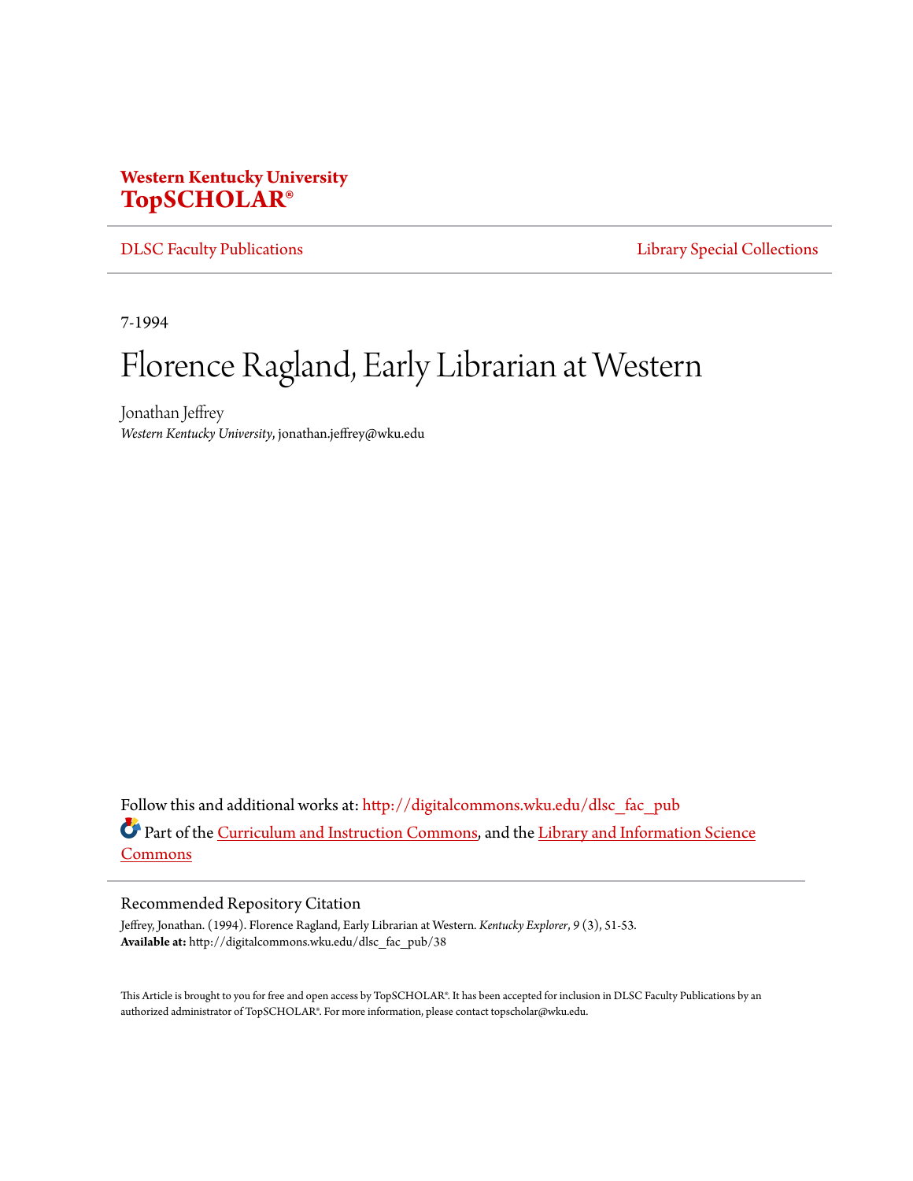**Western Kentucky University**
**TopSCHOLAR®**

DLSC Faculty Publications | Library Special Collections

7-1994

# Florence Ragland, Early Librarian at Western

Jonathan Jeffrey
*Western Kentucky University*, jonathan.jeffrey@wku.edu

Follow this and additional works at: http://digitalcommons.wku.edu/dlsc_fac_pub

Part of the Curriculum and Instruction Commons, and the Library and Information Science Commons

## Recommended Repository Citation

Jeffrey, Jonathan. (1994). Florence Ragland, Early Librarian at Western. *Kentucky Explorer, 9* (3), 51-53.
**Available at:** http://digitalcommons.wku.edu/dlsc_fac_pub/38

This Article is brought to you for free and open access by TopSCHOLAR®. It has been accepted for inclusion in DLSC Faculty Publications by an authorized administrator of TopSCHOLAR®. For more information, please contact topscholar@wku.edu.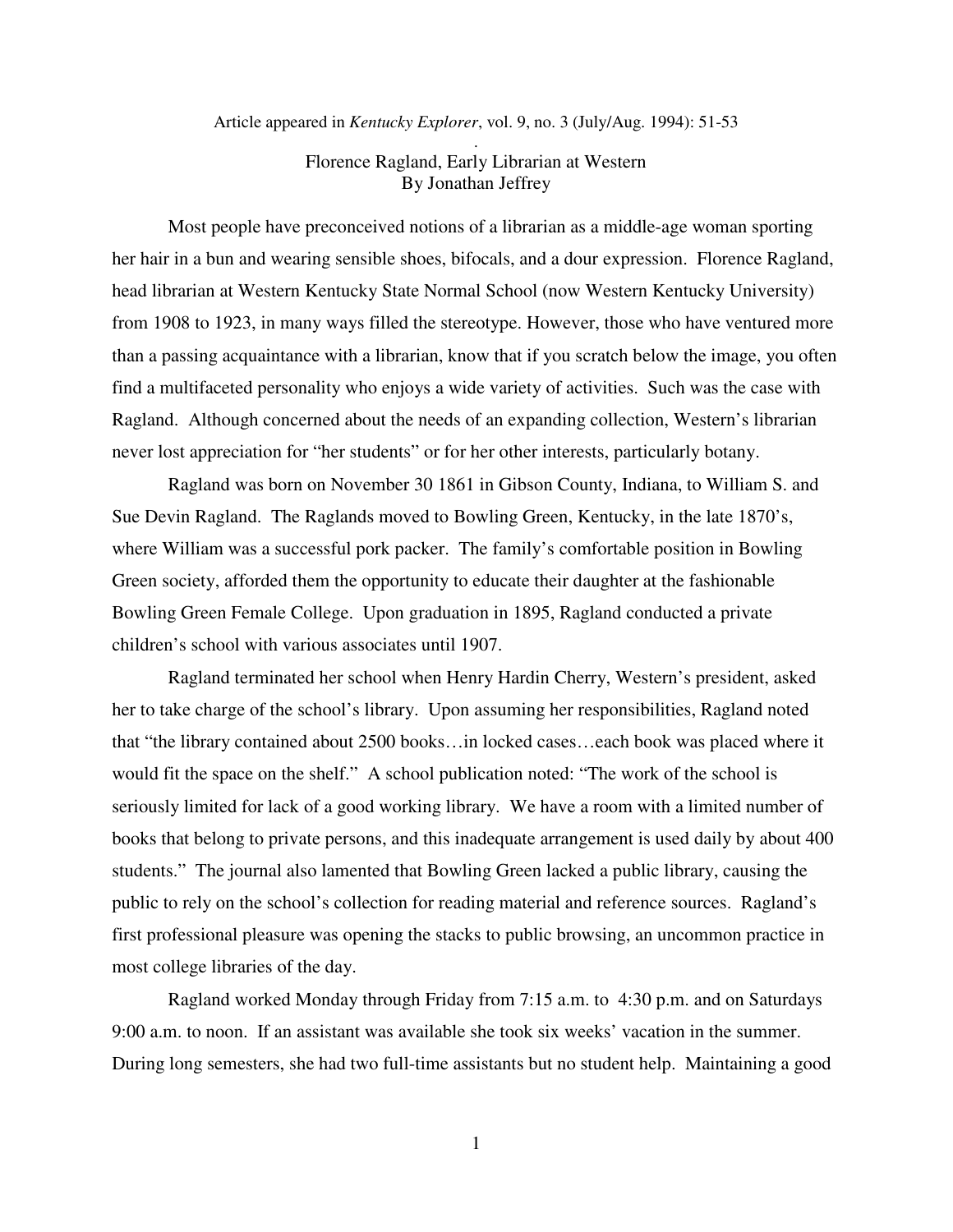Article appeared in *Kentucky Explorer*, vol. 9, no. 3 (July/Aug. 1994): 51-53

.

Florence Ragland, Early Librarian at Western
By Jonathan Jeffrey

Most people have preconceived notions of a librarian as a middle-age woman sporting her hair in a bun and wearing sensible shoes, bifocals, and a dour expression. Florence Ragland, head librarian at Western Kentucky State Normal School (now Western Kentucky University) from 1908 to 1923, in many ways filled the stereotype. However, those who have ventured more than a passing acquaintance with a librarian, know that if you scratch below the image, you often find a multifaceted personality who enjoys a wide variety of activities. Such was the case with Ragland. Although concerned about the needs of an expanding collection, Western's librarian never lost appreciation for "her students" or for her other interests, particularly botany.

Ragland was born on November 30 1861 in Gibson County, Indiana, to William S. and Sue Devin Ragland. The Raglands moved to Bowling Green, Kentucky, in the late 1870's, where William was a successful pork packer. The family's comfortable position in Bowling Green society, afforded them the opportunity to educate their daughter at the fashionable Bowling Green Female College. Upon graduation in 1895, Ragland conducted a private children's school with various associates until 1907.

Ragland terminated her school when Henry Hardin Cherry, Western's president, asked her to take charge of the school's library. Upon assuming her responsibilities, Ragland noted that "the library contained about 2500 books…in locked cases…each book was placed where it would fit the space on the shelf." A school publication noted: "The work of the school is seriously limited for lack of a good working library. We have a room with a limited number of books that belong to private persons, and this inadequate arrangement is used daily by about 400 students." The journal also lamented that Bowling Green lacked a public library, causing the public to rely on the school's collection for reading material and reference sources. Ragland's first professional pleasure was opening the stacks to public browsing, an uncommon practice in most college libraries of the day.

Ragland worked Monday through Friday from 7:15 a.m. to 4:30 p.m. and on Saturdays 9:00 a.m. to noon. If an assistant was available she took six weeks' vacation in the summer. During long semesters, she had two full-time assistants but no student help. Maintaining a good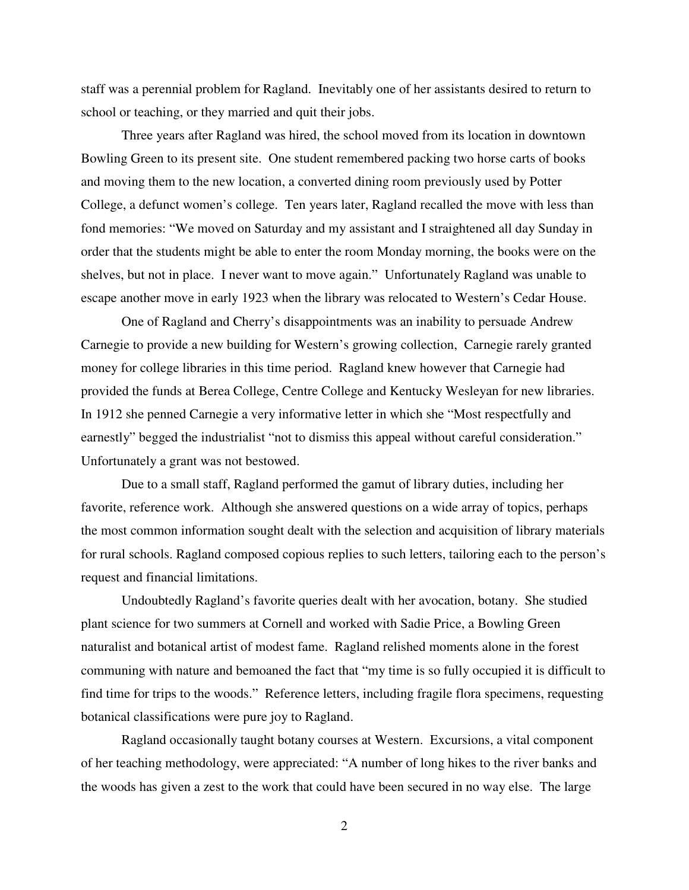staff was a perennial problem for Ragland. Inevitably one of her assistants desired to return to school or teaching, or they married and quit their jobs.

Three years after Ragland was hired, the school moved from its location in downtown Bowling Green to its present site. One student remembered packing two horse carts of books and moving them to the new location, a converted dining room previously used by Potter College, a defunct women's college. Ten years later, Ragland recalled the move with less than fond memories: "We moved on Saturday and my assistant and I straightened all day Sunday in order that the students might be able to enter the room Monday morning, the books were on the shelves, but not in place. I never want to move again." Unfortunately Ragland was unable to escape another move in early 1923 when the library was relocated to Western's Cedar House.

One of Ragland and Cherry's disappointments was an inability to persuade Andrew Carnegie to provide a new building for Western's growing collection, Carnegie rarely granted money for college libraries in this time period. Ragland knew however that Carnegie had provided the funds at Berea College, Centre College and Kentucky Wesleyan for new libraries. In 1912 she penned Carnegie a very informative letter in which she "Most respectfully and earnestly" begged the industrialist "not to dismiss this appeal without careful consideration." Unfortunately a grant was not bestowed.

Due to a small staff, Ragland performed the gamut of library duties, including her favorite, reference work. Although she answered questions on a wide array of topics, perhaps the most common information sought dealt with the selection and acquisition of library materials for rural schools. Ragland composed copious replies to such letters, tailoring each to the person's request and financial limitations.

Undoubtedly Ragland's favorite queries dealt with her avocation, botany. She studied plant science for two summers at Cornell and worked with Sadie Price, a Bowling Green naturalist and botanical artist of modest fame. Ragland relished moments alone in the forest communing with nature and bemoaned the fact that "my time is so fully occupied it is difficult to find time for trips to the woods." Reference letters, including fragile flora specimens, requesting botanical classifications were pure joy to Ragland.

Ragland occasionally taught botany courses at Western. Excursions, a vital component of her teaching methodology, were appreciated: "A number of long hikes to the river banks and the woods has given a zest to the work that could have been secured in no way else. The large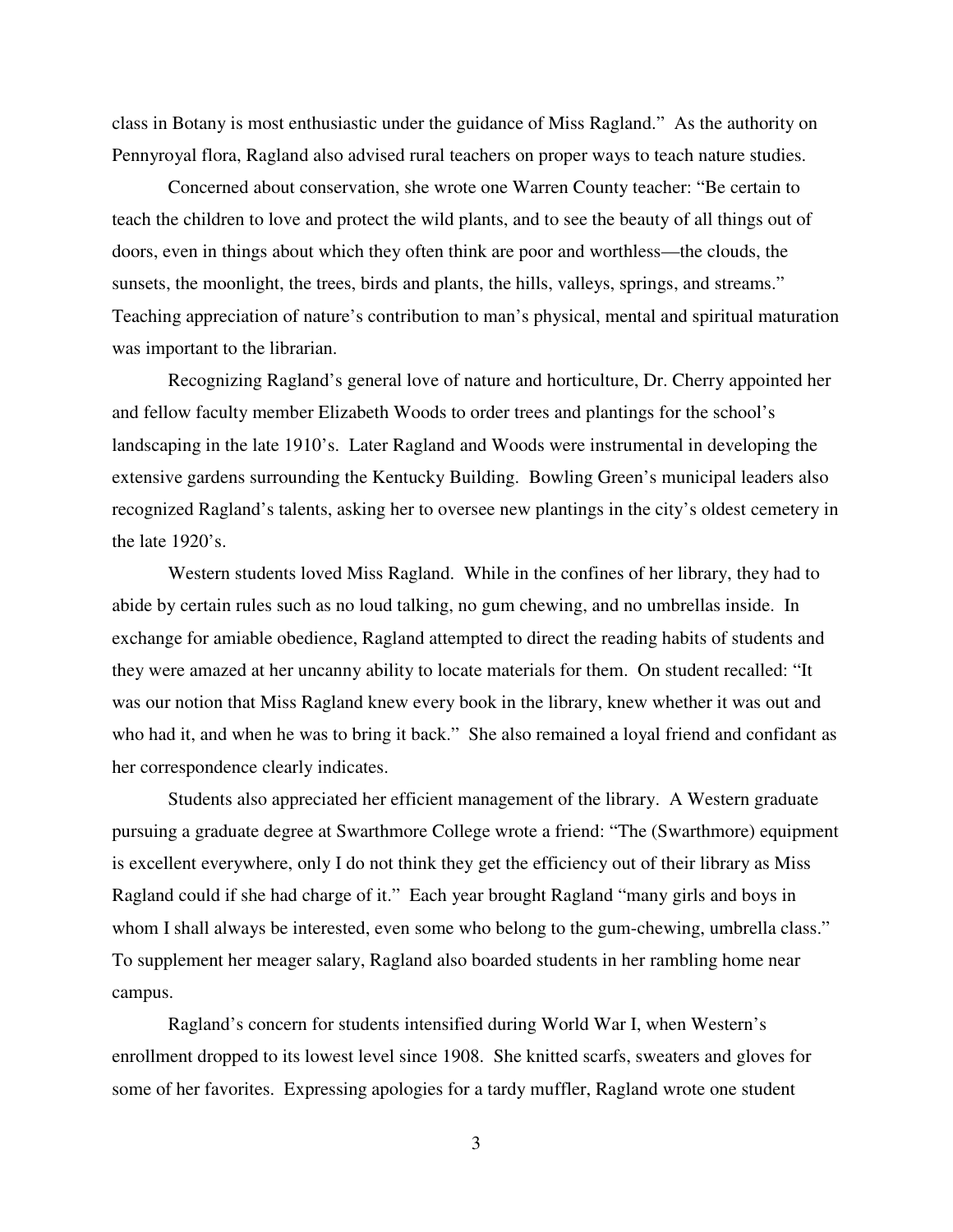class in Botany is most enthusiastic under the guidance of Miss Ragland." As the authority on Pennyroyal flora, Ragland also advised rural teachers on proper ways to teach nature studies.

Concerned about conservation, she wrote one Warren County teacher: "Be certain to teach the children to love and protect the wild plants, and to see the beauty of all things out of doors, even in things about which they often think are poor and worthless—the clouds, the sunsets, the moonlight, the trees, birds and plants, the hills, valleys, springs, and streams." Teaching appreciation of nature's contribution to man's physical, mental and spiritual maturation was important to the librarian.

Recognizing Ragland's general love of nature and horticulture, Dr. Cherry appointed her and fellow faculty member Elizabeth Woods to order trees and plantings for the school's landscaping in the late 1910's. Later Ragland and Woods were instrumental in developing the extensive gardens surrounding the Kentucky Building. Bowling Green's municipal leaders also recognized Ragland's talents, asking her to oversee new plantings in the city's oldest cemetery in the late 1920's.

Western students loved Miss Ragland. While in the confines of her library, they had to abide by certain rules such as no loud talking, no gum chewing, and no umbrellas inside. In exchange for amiable obedience, Ragland attempted to direct the reading habits of students and they were amazed at her uncanny ability to locate materials for them. On student recalled: "It was our notion that Miss Ragland knew every book in the library, knew whether it was out and who had it, and when he was to bring it back." She also remained a loyal friend and confidant as her correspondence clearly indicates.

Students also appreciated her efficient management of the library. A Western graduate pursuing a graduate degree at Swarthmore College wrote a friend: "The (Swarthmore) equipment is excellent everywhere, only I do not think they get the efficiency out of their library as Miss Ragland could if she had charge of it." Each year brought Ragland "many girls and boys in whom I shall always be interested, even some who belong to the gum-chewing, umbrella class." To supplement her meager salary, Ragland also boarded students in her rambling home near campus.

Ragland's concern for students intensified during World War I, when Western's enrollment dropped to its lowest level since 1908. She knitted scarfs, sweaters and gloves for some of her favorites. Expressing apologies for a tardy muffler, Ragland wrote one student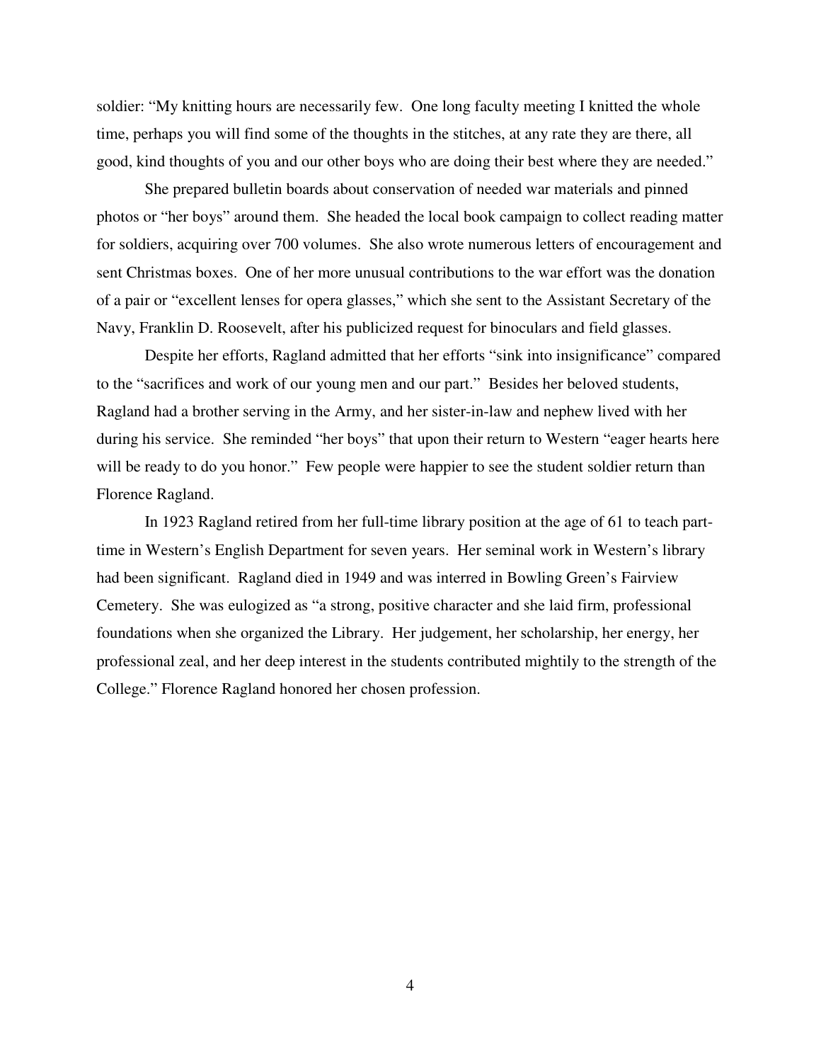soldier: "My knitting hours are necessarily few. One long faculty meeting I knitted the whole time, perhaps you will find some of the thoughts in the stitches, at any rate they are there, all good, kind thoughts of you and our other boys who are doing their best where they are needed."

She prepared bulletin boards about conservation of needed war materials and pinned photos or "her boys" around them. She headed the local book campaign to collect reading matter for soldiers, acquiring over 700 volumes. She also wrote numerous letters of encouragement and sent Christmas boxes. One of her more unusual contributions to the war effort was the donation of a pair or "excellent lenses for opera glasses," which she sent to the Assistant Secretary of the Navy, Franklin D. Roosevelt, after his publicized request for binoculars and field glasses.

Despite her efforts, Ragland admitted that her efforts "sink into insignificance" compared to the "sacrifices and work of our young men and our part." Besides her beloved students, Ragland had a brother serving in the Army, and her sister-in-law and nephew lived with her during his service. She reminded "her boys" that upon their return to Western "eager hearts here will be ready to do you honor." Few people were happier to see the student soldier return than Florence Ragland.

In 1923 Ragland retired from her full-time library position at the age of 61 to teach part-time in Western's English Department for seven years. Her seminal work in Western's library had been significant. Ragland died in 1949 and was interred in Bowling Green's Fairview Cemetery. She was eulogized as "a strong, positive character and she laid firm, professional foundations when she organized the Library. Her judgement, her scholarship, her energy, her professional zeal, and her deep interest in the students contributed mightily to the strength of the College." Florence Ragland honored her chosen profession.